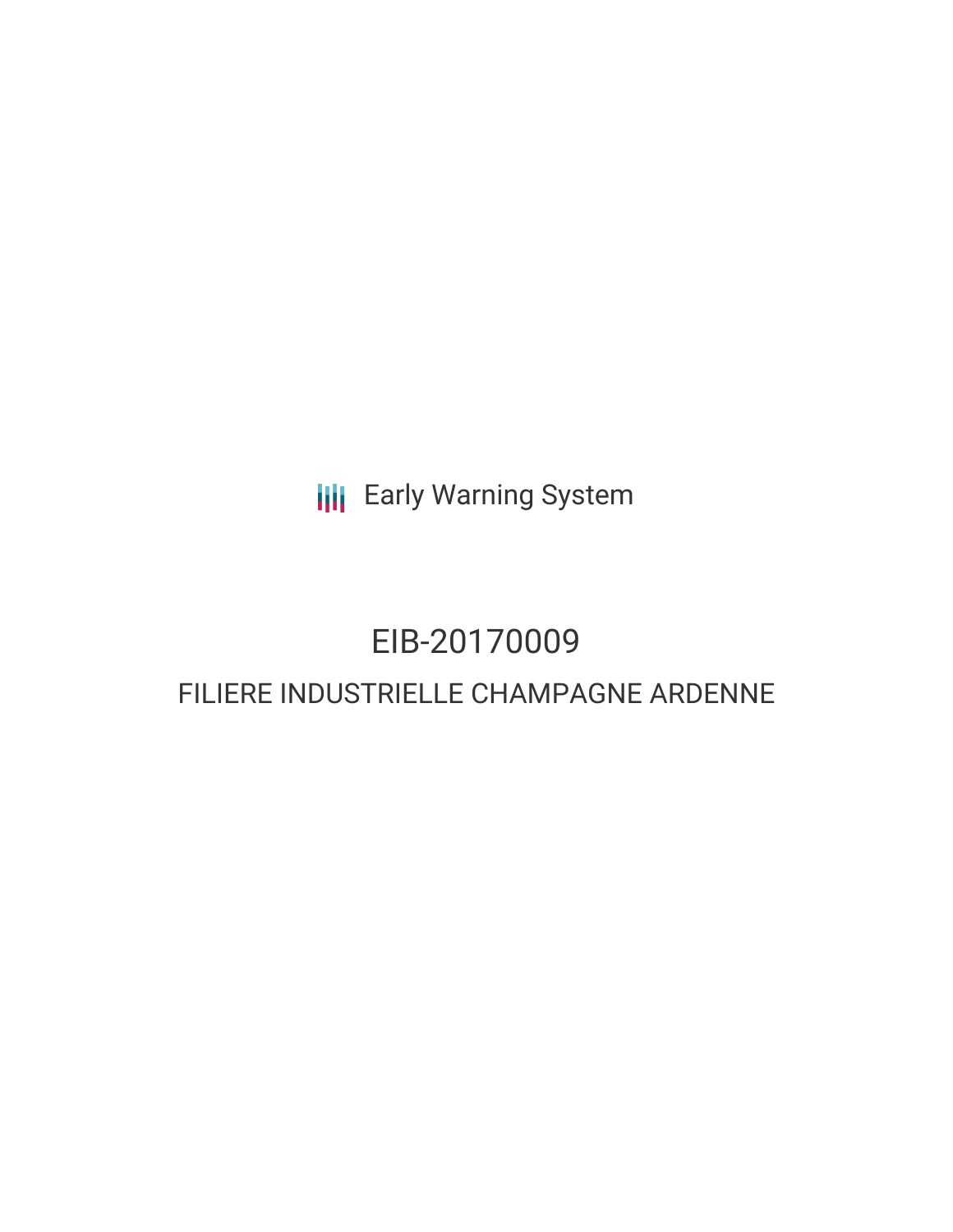Early Warning System

# EIB-20170009

## FILIERE INDUSTRIELLE CHAMPAGNE ARDENNE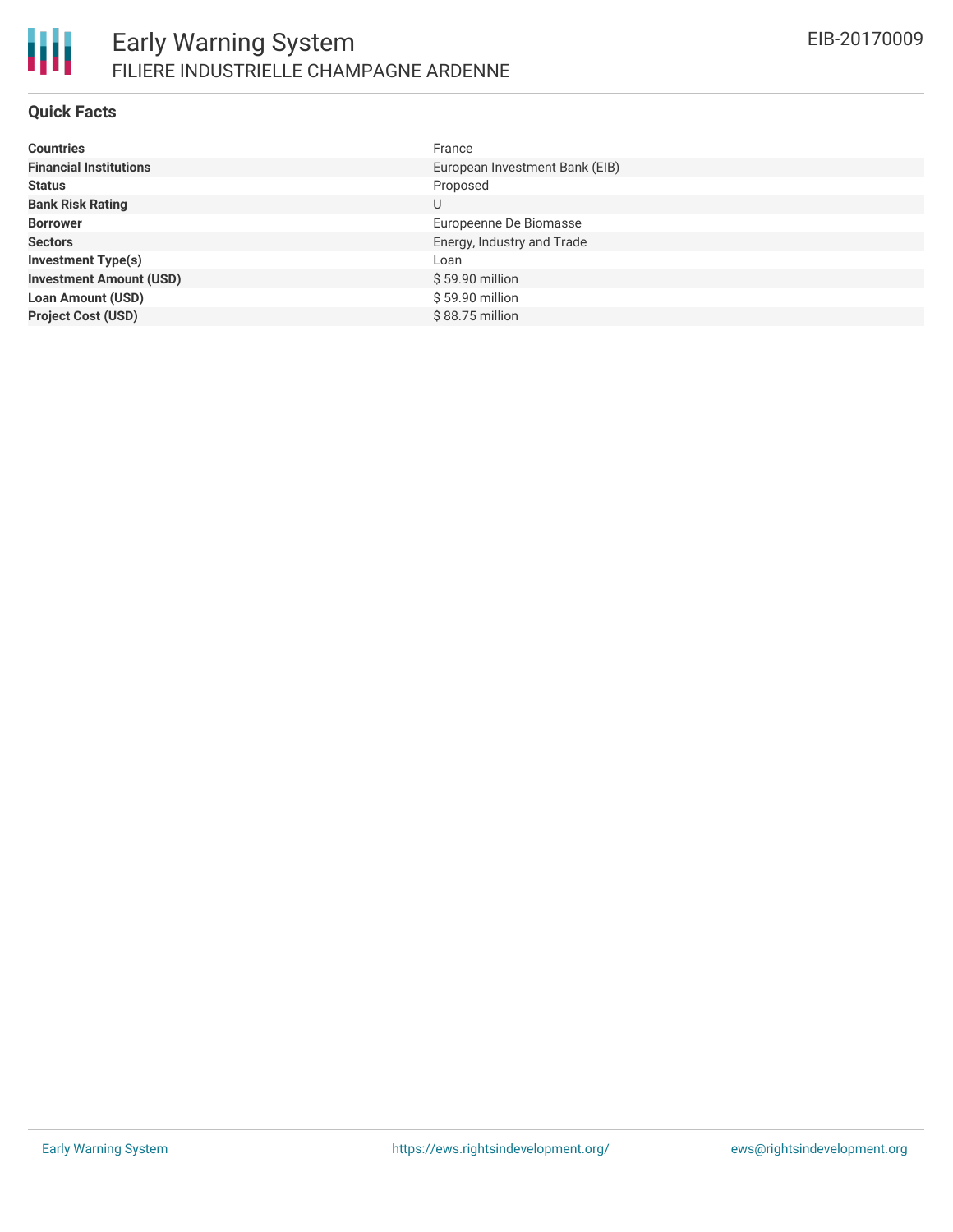# Early Warning System

## FILIERE INDUSTRIELLE CHAMPAGNE ARDENNE

EIB-20170009

### Quick Facts

| | |
|---|---|
| **Countries** | France |
| **Financial Institutions** | European Investment Bank (EIB) |
| **Status** | Proposed |
| **Bank Risk Rating** | U |
| **Borrower** | Europeenne De Biomasse |
| **Sectors** | Energy, Industry and Trade |
| **Investment Type(s)** | Loan |
| **Investment Amount (USD)** | $ 59.90 million |
| **Loan Amount (USD)** | $ 59.90 million |
| **Project Cost (USD)** | $ 88.75 million |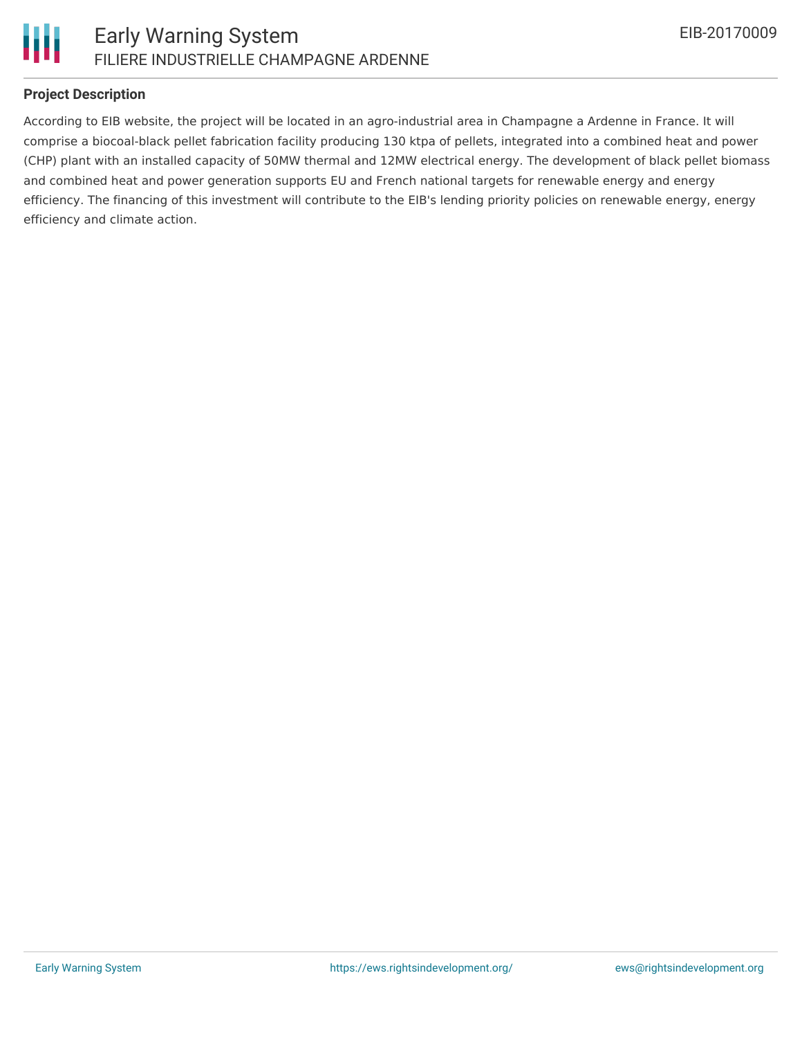**Project Description**

According to EIB website, the project will be located in an agro-industrial area in Champagne a Ardenne in France. It will comprise a biocoal-black pellet fabrication facility producing 130 ktpa of pellets, integrated into a combined heat and power (CHP) plant with an installed capacity of 50MW thermal and 12MW electrical energy. The development of black pellet biomass and combined heat and power generation supports EU and French national targets for renewable energy and energy efficiency. The financing of this investment will contribute to the EIB's lending priority policies on renewable energy, energy efficiency and climate action.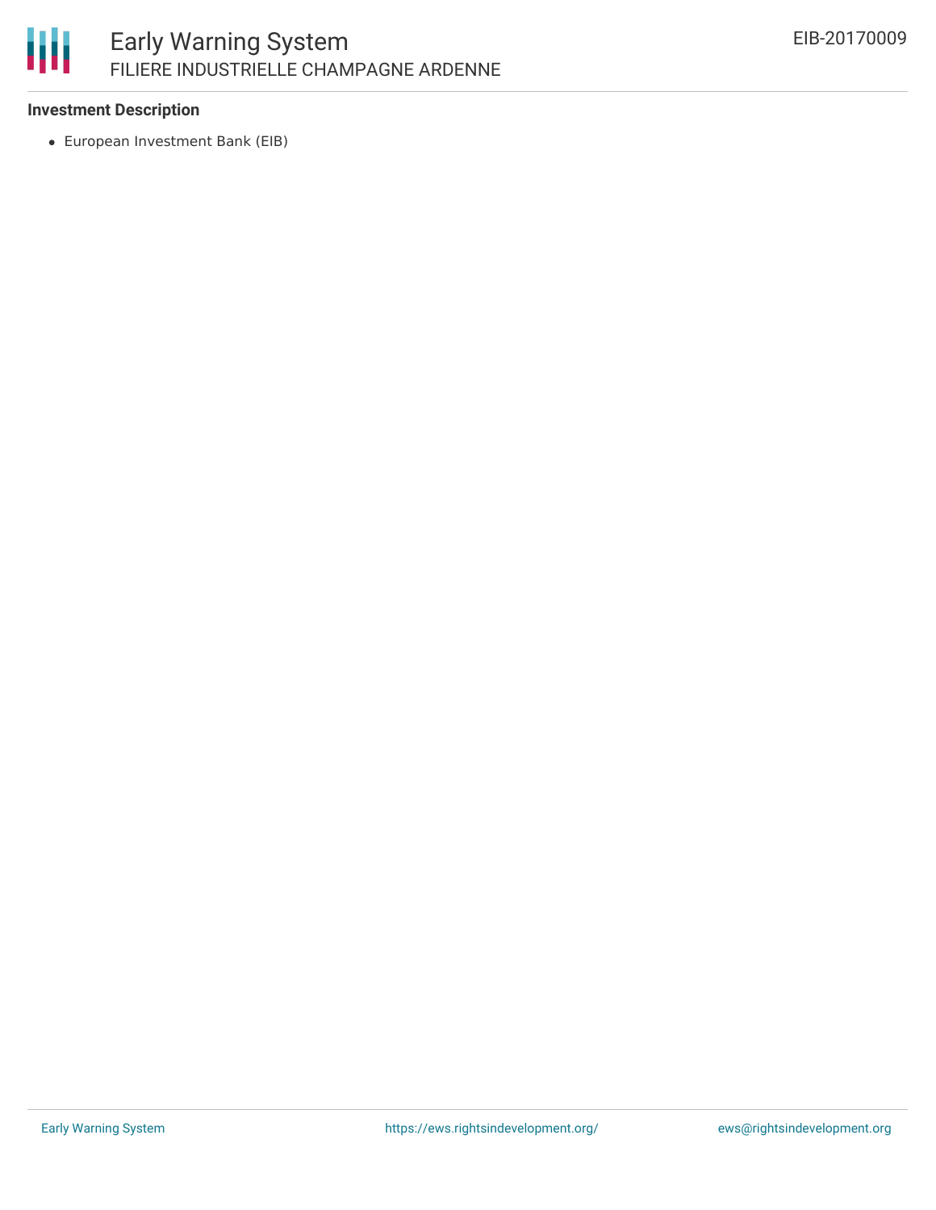### Investment Description

- European Investment Bank (EIB)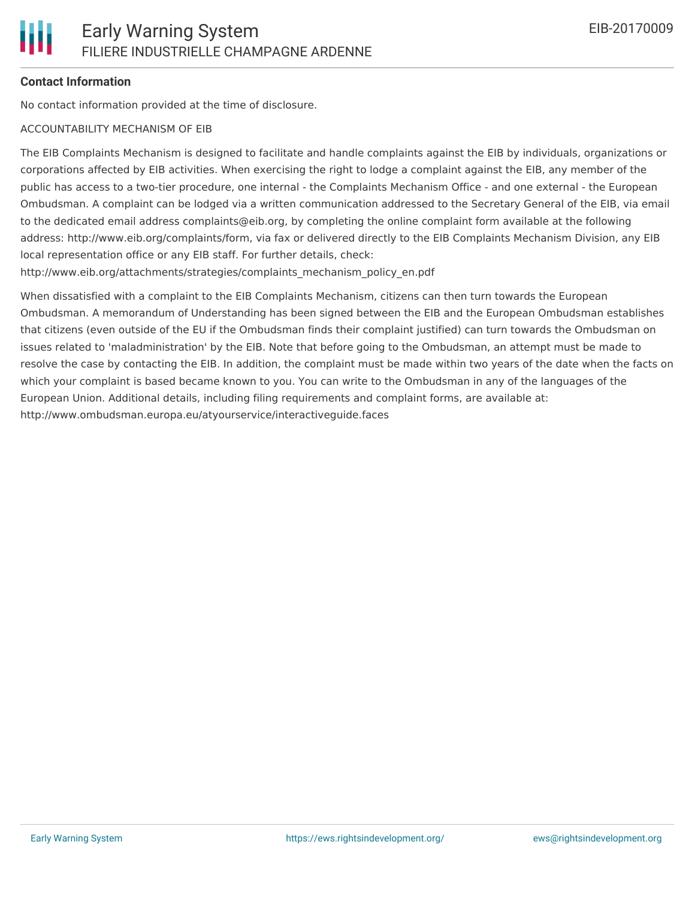**Contact Information**

No contact information provided at the time of disclosure.

ACCOUNTABILITY MECHANISM OF EIB

The EIB Complaints Mechanism is designed to facilitate and handle complaints against the EIB by individuals, organizations or corporations affected by EIB activities. When exercising the right to lodge a complaint against the EIB, any member of the public has access to a two-tier procedure, one internal - the Complaints Mechanism Office - and one external - the European Ombudsman. A complaint can be lodged via a written communication addressed to the Secretary General of the EIB, via email to the dedicated email address complaints@eib.org, by completing the online complaint form available at the following address: http://www.eib.org/complaints/form, via fax or delivered directly to the EIB Complaints Mechanism Division, any EIB local representation office or any EIB staff. For further details, check: http://www.eib.org/attachments/strategies/complaints_mechanism_policy_en.pdf

When dissatisfied with a complaint to the EIB Complaints Mechanism, citizens can then turn towards the European Ombudsman. A memorandum of Understanding has been signed between the EIB and the European Ombudsman establishes that citizens (even outside of the EU if the Ombudsman finds their complaint justified) can turn towards the Ombudsman on issues related to 'maladministration' by the EIB. Note that before going to the Ombudsman, an attempt must be made to resolve the case by contacting the EIB. In addition, the complaint must be made within two years of the date when the facts on which your complaint is based became known to you. You can write to the Ombudsman in any of the languages of the European Union. Additional details, including filing requirements and complaint forms, are available at: http://www.ombudsman.europa.eu/atyourservice/interactiveguide.faces